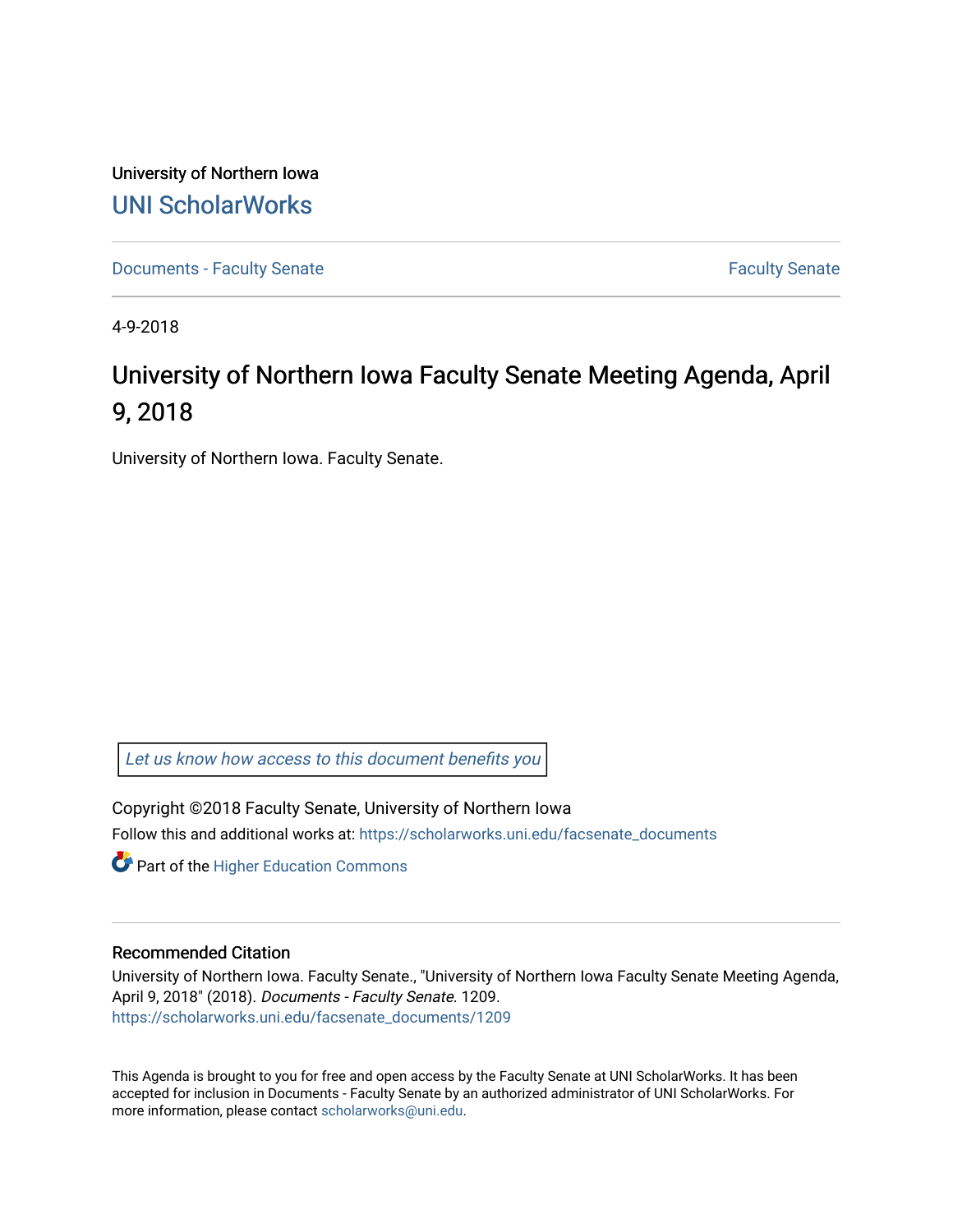University of Northern Iowa

UNI ScholarWorks

Documents - Faculty Senate

Faculty Senate

4-9-2018

# University of Northern Iowa Faculty Senate Meeting Agenda, April 9, 2018

University of Northern Iowa. Faculty Senate.

*Let us know how access to this document benefits you*

Copyright ©2018 Faculty Senate, University of Northern Iowa

Follow this and additional works at: https://scholarworks.uni.edu/facsenate_documents

Part of the Higher Education Commons

## Recommended Citation

University of Northern Iowa. Faculty Senate., "University of Northern Iowa Faculty Senate Meeting Agenda, April 9, 2018" (2018). *Documents - Faculty Senate*. 1209.
https://scholarworks.uni.edu/facsenate_documents/1209

This Agenda is brought to you for free and open access by the Faculty Senate at UNI ScholarWorks. It has been accepted for inclusion in Documents - Faculty Senate by an authorized administrator of UNI ScholarWorks. For more information, please contact scholarworks@uni.edu.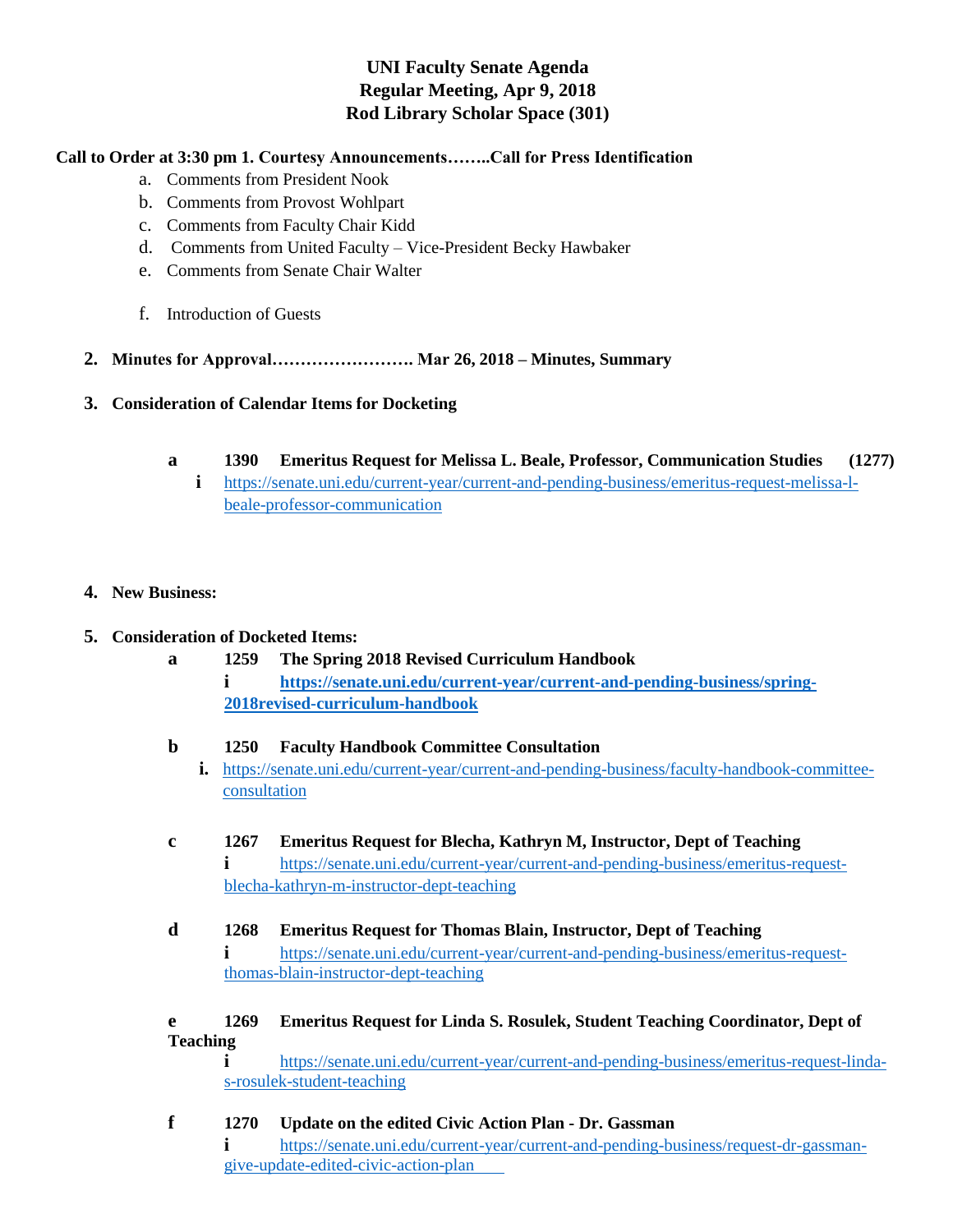# UNI Faculty Senate Agenda
## Regular Meeting, Apr 9, 2018
## Rod Library Scholar Space (301)

**Call to Order at 3:30 pm 1. Courtesy Announcements……..Call for Press Identification**

a. Comments from President Nook
b. Comments from Provost Wohlpart
c. Comments from Faculty Chair Kidd
d. Comments from United Faculty – Vice-President Becky Hawbaker
e. Comments from Senate Chair Walter

f. Introduction of Guests

**2. Minutes for Approval……………………. Mar 26, 2018 – Minutes, Summary**

**3. Consideration of Calendar Items for Docketing**

**a 1390 Emeritus Request for Melissa L. Beale, Professor, Communication Studies (1277)**
 i https://senate.uni.edu/current-year/current-and-pending-business/emeritus-request-melissa-l-beale-professor-communication

**4. New Business:**

**5. Consideration of Docketed Items:**

**a 1259 The Spring 2018 Revised Curriculum Handbook**
 **i https://senate.uni.edu/current-year/current-and-pending-business/spring-2018revised-curriculum-handbook**

**b 1250 Faculty Handbook Committee Consultation**
 **i.** https://senate.uni.edu/current-year/current-and-pending-business/faculty-handbook-committee-consultation

**c 1267 Emeritus Request for Blecha, Kathryn M, Instructor, Dept of Teaching**
 **i** https://senate.uni.edu/current-year/current-and-pending-business/emeritus-request-blecha-kathryn-m-instructor-dept-teaching

**d 1268 Emeritus Request for Thomas Blain, Instructor, Dept of Teaching**
 **i** https://senate.uni.edu/current-year/current-and-pending-business/emeritus-request-thomas-blain-instructor-dept-teaching

**e 1269 Emeritus Request for Linda S. Rosulek, Student Teaching Coordinator, Dept of Teaching**
 **i** https://senate.uni.edu/current-year/current-and-pending-business/emeritus-request-linda-s-rosulek-student-teaching

**f 1270 Update on the edited Civic Action Plan - Dr. Gassman**
 **i** https://senate.uni.edu/current-year/current-and-pending-business/request-dr-gassman-give-update-edited-civic-action-plan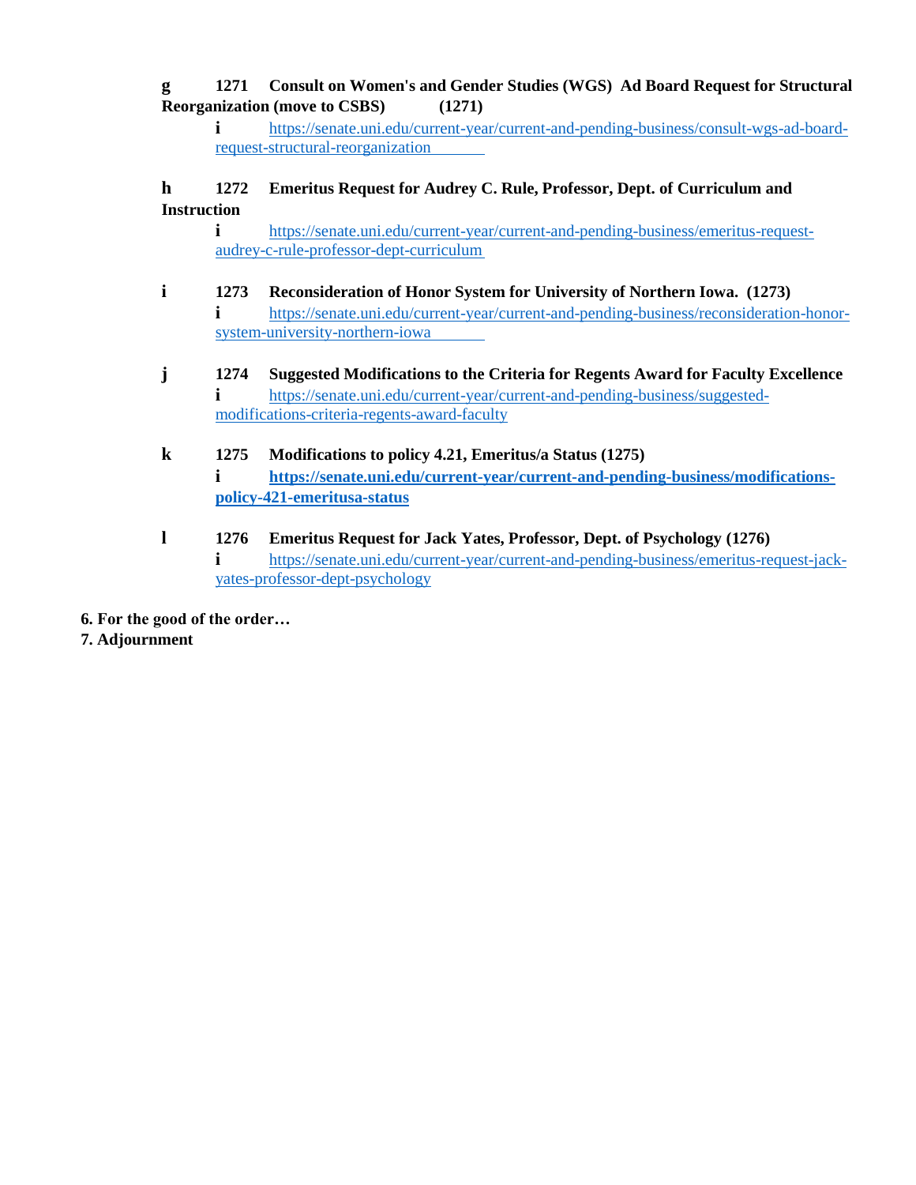**g 1271 Consult on Women's and Gender Studies (WGS) Ad Board Request for Structural Reorganization (move to CSBS) (1271)**

- **i** https://senate.uni.edu/current-year/current-and-pending-business/consult-wgs-ad-board-request-structural-reorganization

**h 1272 Emeritus Request for Audrey C. Rule, Professor, Dept. of Curriculum and Instruction**

- **i** https://senate.uni.edu/current-year/current-and-pending-business/emeritus-request-audrey-c-rule-professor-dept-curriculum

**i 1273 Reconsideration of Honor System for University of Northern Iowa. (1273)**

- **i** https://senate.uni.edu/current-year/current-and-pending-business/reconsideration-honor-system-university-northern-iowa

**j 1274 Suggested Modifications to the Criteria for Regents Award for Faculty Excellence**

- **i** https://senate.uni.edu/current-year/current-and-pending-business/suggested-modifications-criteria-regents-award-faculty

**k 1275 Modifications to policy 4.21, Emeritus/a Status (1275)**

- **i** **https://senate.uni.edu/current-year/current-and-pending-business/modifications-policy-421-emeritusa-status**

**l 1276 Emeritus Request for Jack Yates, Professor, Dept. of Psychology (1276)**

- **i** https://senate.uni.edu/current-year/current-and-pending-business/emeritus-request-jack-yates-professor-dept-psychology

**6. For the good of the order…**

**7. Adjournment**